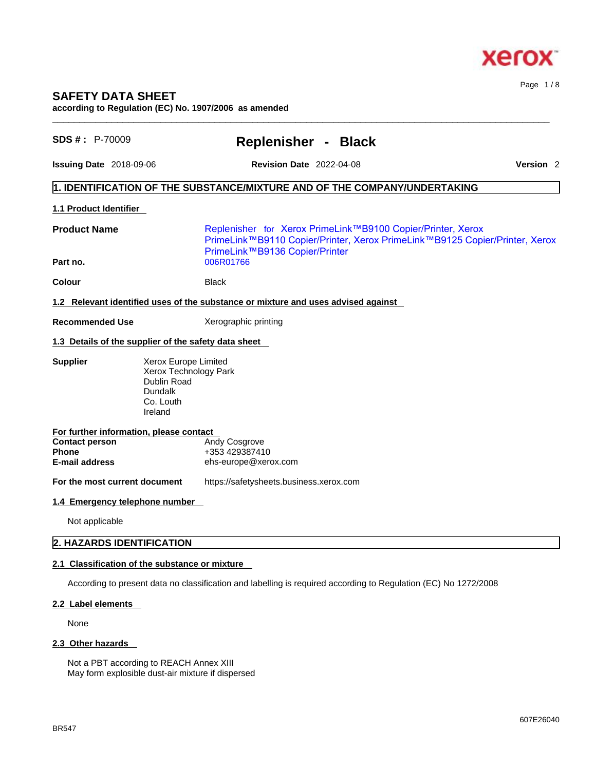# SAFETY DATA SHEET

**according to Regulation (EC) No. 1907/2006 as amended**

**SDS # :** P-70009

## Replenisher - Black

**Issuing Date** 2018-09-06 **Revision Date** 2022-04-08 **Version** 2

## 1. IDENTIFICATION OF THE SUBSTANCE/MIXTURE AND OF THE COMPANY/UNDERTAKING

### 1.1 Product Identifier

**Product Name** Replenisher for Xerox PrimeLink™B9100 Copier/Printer, Xerox PrimeLink™B9110 Copier/Printer, Xerox PrimeLink™B9125 Copier/Printer, Xerox PrimeLink™B9136 Copier/Printer

**Part no.** 006R01766

**Colour** Black

### 1.2 Relevant identified uses of the substance or mixture and uses advised against

**Recommended Use** Xerographic printing

### 1.3 Details of the supplier of the safety data sheet

**Supplier**
Xerox Europe Limited
Xerox Technology Park
Dublin Road
Dundalk
Co. Louth
Ireland

**For further information, please contact**

**Contact person** Andy Cosgrove
**Phone** +353 429387410
**E-mail address** ehs-europe@xerox.com

**For the most current document** https://safetysheets.business.xerox.com

### 1.4 Emergency telephone number

Not applicable

## 2. HAZARDS IDENTIFICATION

### 2.1 Classification of the substance or mixture

According to present data no classification and labelling is required according to Regulation (EC) No 1272/2008

### 2.2 Label elements

None

### 2.3 Other hazards

Not a PBT according to REACH Annex XIII
May form explosible dust-air mixture if dispersed

BR547 607E26040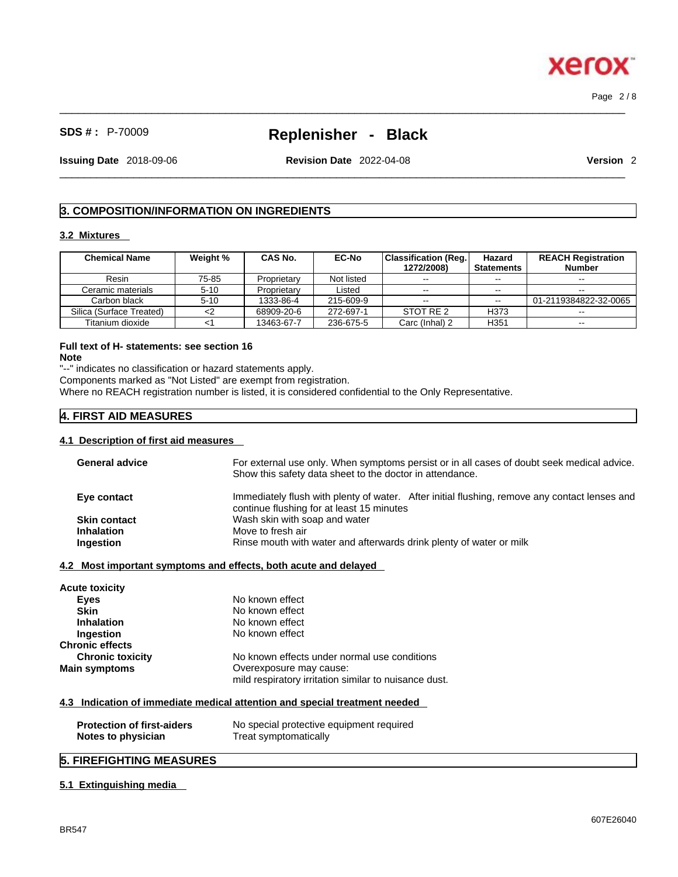**SDS # :** P-70009

# Replenisher - Black

**Issuing Date** 2018-09-06 **Revision Date** 2022-04-08 **Version** 2

## 3. COMPOSITION/INFORMATION ON INGREDIENTS

### 3.2 Mixtures

| Chemical Name | Weight % | CAS No. | EC-No | Classification (Reg. 1272/2008) | Hazard Statements | REACH Registration Number |
|---|---|---|---|---|---|---|
| Resin | 75-85 | Proprietary | Not listed | -- | -- | -- |
| Ceramic materials | 5-10 | Proprietary | Listed | -- | -- | -- |
| Carbon black | 5-10 | 1333-86-4 | 215-609-9 | -- | -- | 01-2119384822-32-0065 |
| Silica (Surface Treated) | <2 | 68909-20-6 | 272-697-1 | STOT RE 2 | H373 | -- |
| Titanium dioxide | <1 | 13463-67-7 | 236-675-5 | Carc (Inhal) 2 | H351 | -- |

**Full text of H- statements: see section 16**

**Note**

"--" indicates no classification or hazard statements apply.
Components marked as "Not Listed" are exempt from registration.
Where no REACH registration number is listed, it is considered confidential to the Only Representative.

## 4. FIRST AID MEASURES

### 4.1 Description of first aid measures

**General advice** For external use only. When symptoms persist or in all cases of doubt seek medical advice. Show this safety data sheet to the doctor in attendance.

**Eye contact** Immediately flush with plenty of water. After initial flushing, remove any contact lenses and continue flushing for at least 15 minutes

**Skin contact** Wash skin with soap and water

**Inhalation** Move to fresh air

**Ingestion** Rinse mouth with water and afterwards drink plenty of water or milk

### 4.2 Most important symptoms and effects, both acute and delayed

**Acute toxicity**

**Eyes** No known effect

**Skin** No known effect

**Inhalation** No known effect

**Ingestion** No known effect

**Chronic effects**

**Chronic toxicity** No known effects under normal use conditions

**Main symptoms** Overexposure may cause:
mild respiratory irritation similar to nuisance dust.

### 4.3 Indication of immediate medical attention and special treatment needed

**Protection of first-aiders** No special protective equipment required

**Notes to physician** Treat symptomatically

## 5. FIREFIGHTING MEASURES

### 5.1 Extinguishing media

BR547

607E26040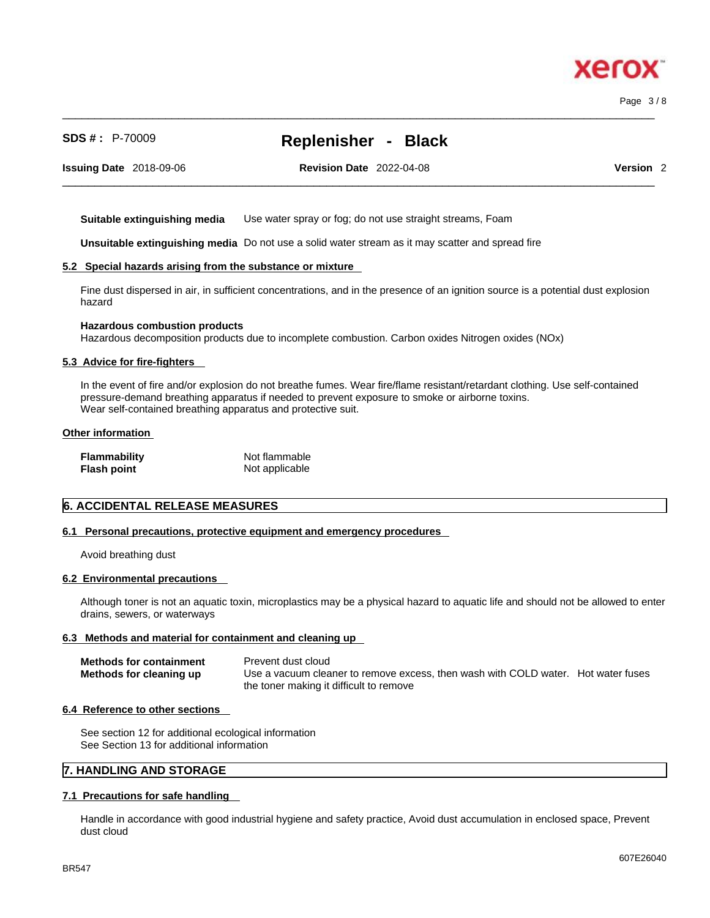**Suitable extinguishing media** Use water spray or fog; do not use straight streams, Foam

**Unsuitable extinguishing media** Do not use a solid water stream as it may scatter and spread fire

### 5.2 Special hazards arising from the substance or mixture

Fine dust dispersed in air, in sufficient concentrations, and in the presence of an ignition source is a potential dust explosion hazard

**Hazardous combustion products**
Hazardous decomposition products due to incomplete combustion. Carbon oxides Nitrogen oxides (NOx)

### 5.3 Advice for fire-fighters

In the event of fire and/or explosion do not breathe fumes. Wear fire/flame resistant/retardant clothing. Use self-contained pressure-demand breathing apparatus if needed to prevent exposure to smoke or airborne toxins.
Wear self-contained breathing apparatus and protective suit.

### Other information

| | |
|---|---|
| **Flammability** | Not flammable |
| **Flash point** | Not applicable |

## 6. ACCIDENTAL RELEASE MEASURES

### 6.1 Personal precautions, protective equipment and emergency procedures

Avoid breathing dust

### 6.2 Environmental precautions

Although toner is not an aquatic toxin, microplastics may be a physical hazard to aquatic life and should not be allowed to enter drains, sewers, or waterways

### 6.3 Methods and material for containment and cleaning up

| | |
|---|---|
| **Methods for containment** | Prevent dust cloud |
| **Methods for cleaning up** | Use a vacuum cleaner to remove excess, then wash with COLD water. Hot water fuses the toner making it difficult to remove |

### 6.4 Reference to other sections

See section 12 for additional ecological information
See Section 13 for additional information

## 7. HANDLING AND STORAGE

### 7.1 Precautions for safe handling

Handle in accordance with good industrial hygiene and safety practice, Avoid dust accumulation in enclosed space, Prevent dust cloud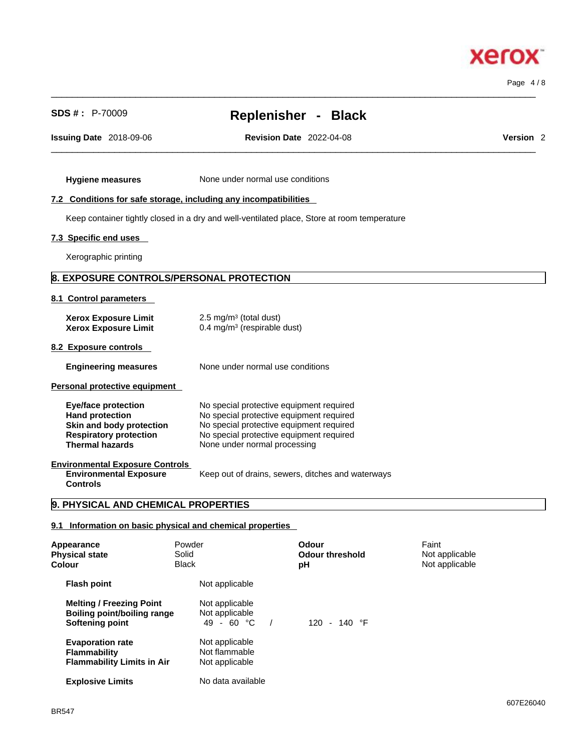**Hygiene measures** None under normal use conditions

### 7.2 Conditions for safe storage, including any incompatibilities

Keep container tightly closed in a dry and well-ventilated place, Store at room temperature

### 7.3 Specific end uses

Xerographic printing

## 8. EXPOSURE CONTROLS/PERSONAL PROTECTION

### 8.1 Control parameters

| | |
|---|---|
| **Xerox Exposure Limit** | 2.5 mg/m³ (total dust) |
| **Xerox Exposure Limit** | 0.4 mg/m³ (respirable dust) |

### 8.2 Exposure controls

**Engineering measures** None under normal use conditions

**Personal protective equipment**

| | |
|---|---|
| **Eye/face protection** | No special protective equipment required |
| **Hand protection** | No special protective equipment required |
| **Skin and body protection** | No special protective equipment required |
| **Respiratory protection** | No special protective equipment required |
| **Thermal hazards** | None under normal processing |

**Environmental Exposure Controls**

**Environmental Exposure Controls** Keep out of drains, sewers, ditches and waterways

## 9. PHYSICAL AND CHEMICAL PROPERTIES

### 9.1 Information on basic physical and chemical properties

| | | | |
|---|---|---|---|
| **Appearance** | Powder | **Odour** | Faint |
| **Physical state** | Solid | **Odour threshold** | Not applicable |
| **Colour** | Black | **pH** | Not applicable |

| | |
|---|---|
| **Flash point** | Not applicable |
| **Melting / Freezing Point** | Not applicable |
| **Boiling point/boiling range** | Not applicable |
| **Softening point** | 49 - 60 °C / 120 - 140 °F |
| **Evaporation rate** | Not applicable |
| **Flammability** | Not flammable |
| **Flammability Limits in Air** | Not applicable |
| **Explosive Limits** | No data available |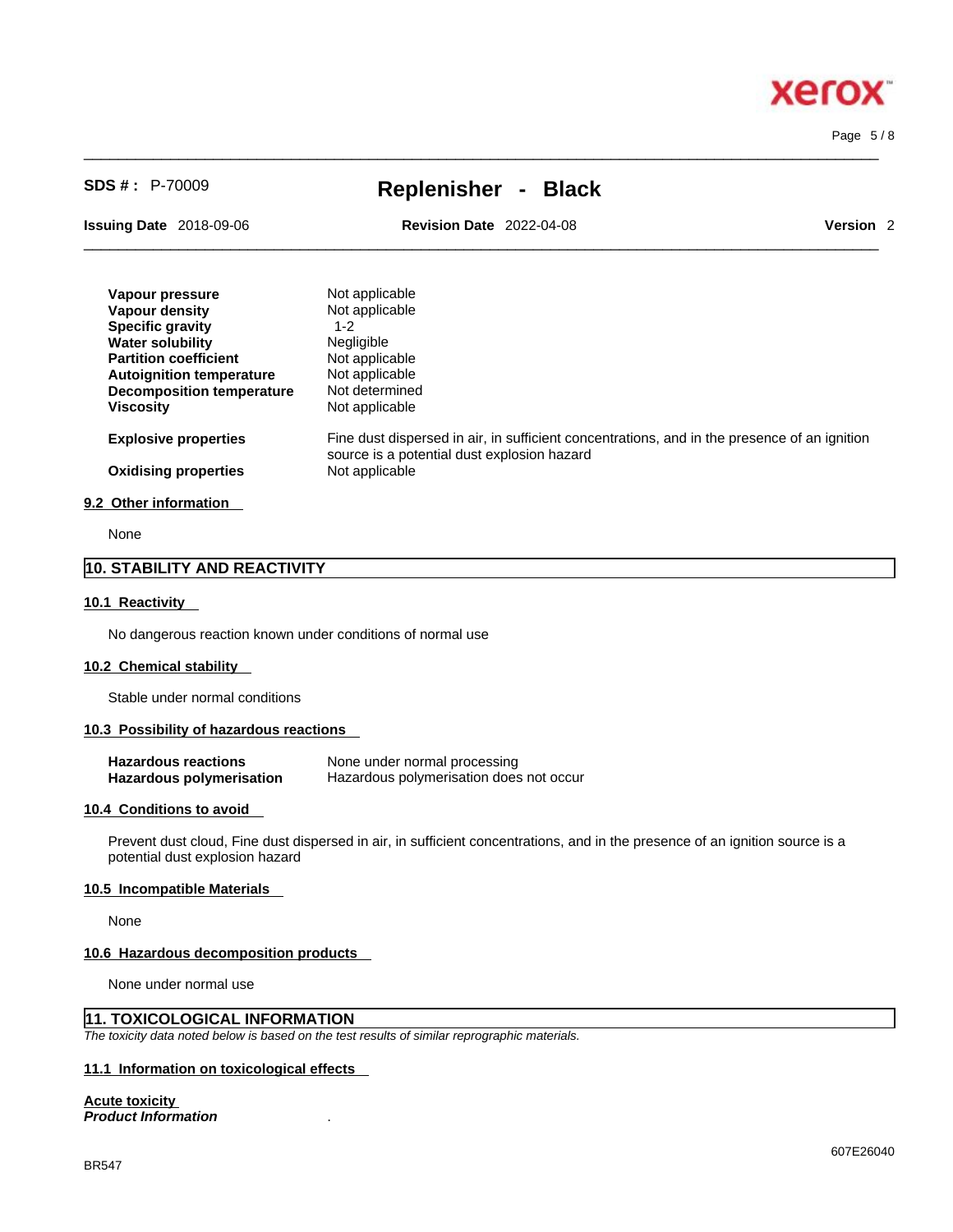| | |
|---|---|
| **Vapour pressure** | Not applicable |
| **Vapour density** | Not applicable |
| **Specific gravity** | 1-2 |
| **Water solubility** | Negligible |
| **Partition coefficient** | Not applicable |
| **Autoignition temperature** | Not applicable |
| **Decomposition temperature** | Not determined |
| **Viscosity** | Not applicable |
| **Explosive properties** | Fine dust dispersed in air, in sufficient concentrations, and in the presence of an ignition source is a potential dust explosion hazard |
| **Oxidising properties** | Not applicable |

### 9.2 Other information

None

## 10. STABILITY AND REACTIVITY

### 10.1 Reactivity

No dangerous reaction known under conditions of normal use

### 10.2 Chemical stability

Stable under normal conditions

### 10.3 Possibility of hazardous reactions

| | |
|---|---|
| **Hazardous reactions** | None under normal processing |
| **Hazardous polymerisation** | Hazardous polymerisation does not occur |

### 10.4 Conditions to avoid

Prevent dust cloud, Fine dust dispersed in air, in sufficient concentrations, and in the presence of an ignition source is a potential dust explosion hazard

### 10.5 Incompatible Materials

None

### 10.6 Hazardous decomposition products

None under normal use

## 11. TOXICOLOGICAL INFORMATION

*The toxicity data noted below is based on the test results of similar reprographic materials.*

### 11.1 Information on toxicological effects

**Acute toxicity**

***Product Information*** .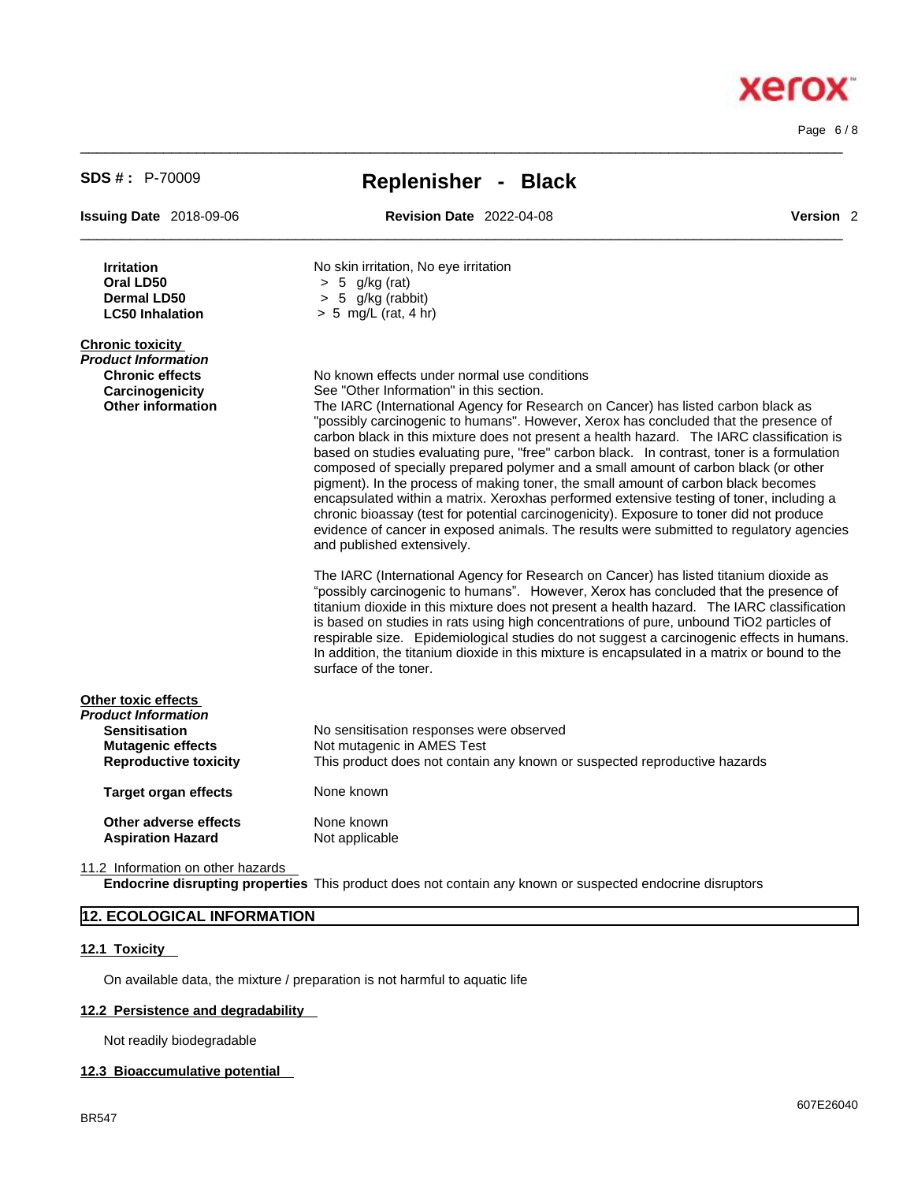| | |
|---|---|
| **Irritation** | No skin irritation, No eye irritation |
| **Oral LD50** | > 5 g/kg (rat) |
| **Dermal LD50** | > 5 g/kg (rabbit) |
| **LC50 Inhalation** | > 5 mg/L (rat, 4 hr) |

**Chronic toxicity**

***Product Information***

**Chronic effects** No known effects under normal use conditions

**Carcinogenicity** See "Other Information" in this section.

**Other information** The IARC (International Agency for Research on Cancer) has listed carbon black as "possibly carcinogenic to humans". However, Xerox has concluded that the presence of carbon black in this mixture does not present a health hazard. The IARC classification is based on studies evaluating pure, "free" carbon black. In contrast, toner is a formulation composed of specially prepared polymer and a small amount of carbon black (or other pigment). In the process of making toner, the small amount of carbon black becomes encapsulated within a matrix. Xeroxhas performed extensive testing of toner, including a chronic bioassay (test for potential carcinogenicity). Exposure to toner did not produce evidence of cancer in exposed animals. The results were submitted to regulatory agencies and published extensively.

The IARC (International Agency for Research on Cancer) has listed titanium dioxide as "possibly carcinogenic to humans". However, Xerox has concluded that the presence of titanium dioxide in this mixture does not present a health hazard. The IARC classification is based on studies in rats using high concentrations of pure, unbound $TiO_2$ particles of respirable size. Epidemiological studies do not suggest a carcinogenic effects in humans. In addition, the titanium dioxide in this mixture is encapsulated in a matrix or bound to the surface of the toner.

**Other toxic effects**

***Product Information***

| | |
|---|---|
| **Sensitisation** | No sensitisation responses were observed |
| **Mutagenic effects** | Not mutagenic in AMES Test |
| **Reproductive toxicity** | This product does not contain any known or suspected reproductive hazards |
| **Target organ effects** | None known |
| **Other adverse effects** | None known |
| **Aspiration Hazard** | Not applicable |

11.2 Information on other hazards

**Endocrine disrupting properties** This product does not contain any known or suspected endocrine disruptors

## 12. ECOLOGICAL INFORMATION

### 12.1 Toxicity

On available data, the mixture / preparation is not harmful to aquatic life

### 12.2 Persistence and degradability

Not readily biodegradable

### 12.3 Bioaccumulative potential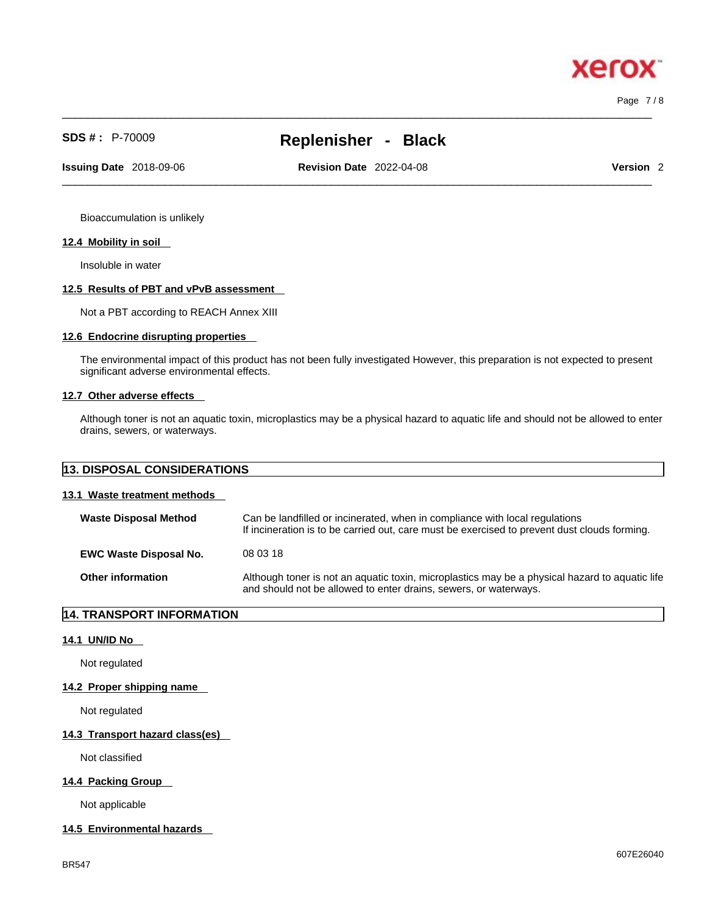Bioaccumulation is unlikely

### 12.4 Mobility in soil

Insoluble in water

### 12.5 Results of PBT and vPvB assessment

Not a PBT according to REACH Annex XIII

### 12.6 Endocrine disrupting properties

The environmental impact of this product has not been fully investigated However, this preparation is not expected to present significant adverse environmental effects.

### 12.7 Other adverse effects

Although toner is not an aquatic toxin, microplastics may be a physical hazard to aquatic life and should not be allowed to enter drains, sewers, or waterways.

## 13. DISPOSAL CONSIDERATIONS

### 13.1 Waste treatment methods

| | |
|---|---|
| **Waste Disposal Method** | Can be landfilled or incinerated, when in compliance with local regulations<br>If incineration is to be carried out, care must be exercised to prevent dust clouds forming. |
| **EWC Waste Disposal No.** | 08 03 18 |
| **Other information** | Although toner is not an aquatic toxin, microplastics may be a physical hazard to aquatic life and should not be allowed to enter drains, sewers, or waterways. |

## 14. TRANSPORT INFORMATION

### 14.1 UN/ID No

Not regulated

### 14.2 Proper shipping name

Not regulated

### 14.3 Transport hazard class(es)

Not classified

### 14.4 Packing Group

Not applicable

### 14.5 Environmental hazards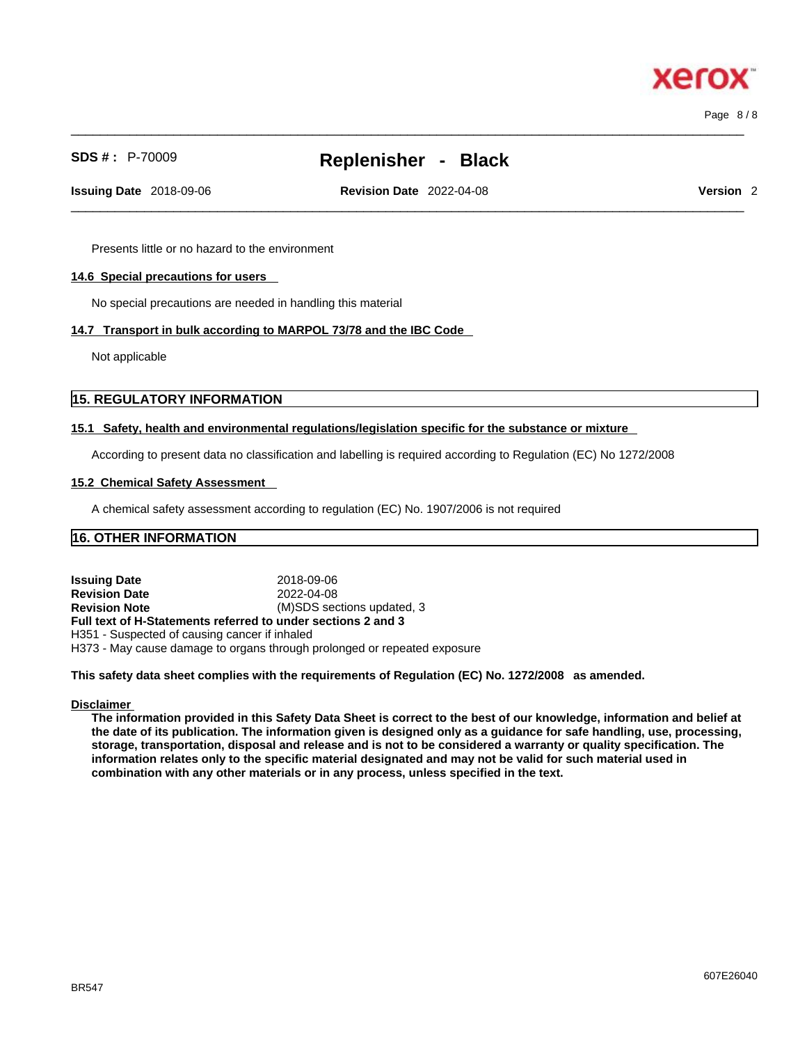Presents little or no hazard to the environment

### 14.6 Special precautions for users

No special precautions are needed in handling this material

### 14.7 Transport in bulk according to MARPOL 73/78 and the IBC Code

Not applicable

## 15. REGULATORY INFORMATION

### 15.1 Safety, health and environmental regulations/legislation specific for the substance or mixture

According to present data no classification and labelling is required according to Regulation (EC) No 1272/2008

### 15.2 Chemical Safety Assessment

A chemical safety assessment according to regulation (EC) No. 1907/2006 is not required

## 16. OTHER INFORMATION

**Issuing Date** 2018-09-06
**Revision Date** 2022-04-08
**Revision Note** (M)SDS sections updated, 3

**Full text of H-Statements referred to under sections 2 and 3**

H351 - Suspected of causing cancer if inhaled
H373 - May cause damage to organs through prolonged or repeated exposure

**This safety data sheet complies with the requirements of Regulation (EC) No. 1272/2008 as amended.**

**Disclaimer**

**The information provided in this Safety Data Sheet is correct to the best of our knowledge, information and belief at the date of its publication. The information given is designed only as a guidance for safe handling, use, processing, storage, transportation, disposal and release and is not to be considered a warranty or quality specification. The information relates only to the specific material designated and may not be valid for such material used in combination with any other materials or in any process, unless specified in the text.**